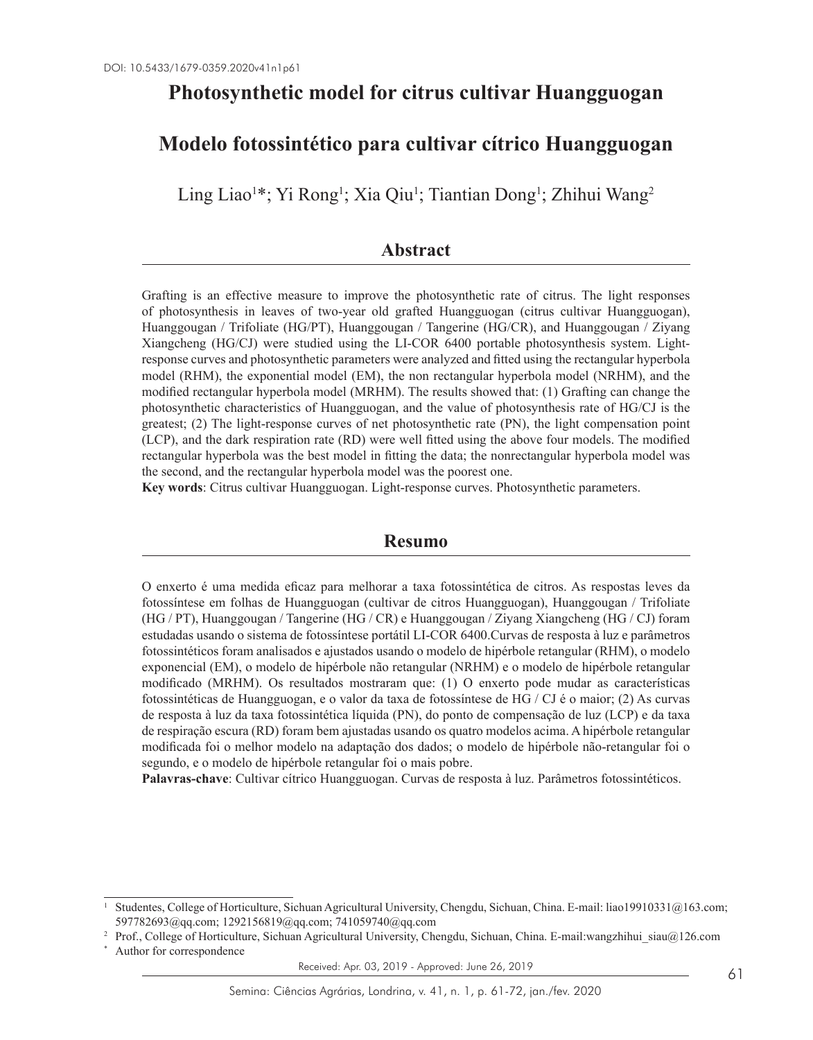DOI: 10.5433/1679-0359.2020v41n1p61

# Photosynthetic model for citrus cultivar Huangguogan

# Modelo fotossintético para cultivar cítrico Huangguogan

Ling Liao[1]*; Yi Rong[1]; Xia Qiu[1]; Tiantian Dong[1]; Zhihui Wang[2]

## Abstract

Grafting is an effective measure to improve the photosynthetic rate of citrus. The light responses of photosynthesis in leaves of two-year old grafted Huangguogan (citrus cultivar Huangguogan), Huanggougan / Trifoliate (HG/PT), Huanggougan / Tangerine (HG/CR), and Huanggougan / Ziyang Xiangcheng (HG/CJ) were studied using the LI-COR 6400 portable photosynthesis system. Light-response curves and photosynthetic parameters were analyzed and fitted using the rectangular hyperbola model (RHM), the exponential model (EM), the non rectangular hyperbola model (NRHM), and the modified rectangular hyperbola model (MRHM). The results showed that: (1) Grafting can change the photosynthetic characteristics of Huangguogan, and the value of photosynthesis rate of HG/CJ is the greatest; (2) The light-response curves of net photosynthetic rate (PN), the light compensation point (LCP), and the dark respiration rate (RD) were well fitted using the above four models. The modified rectangular hyperbola was the best model in fitting the data; the nonrectangular hyperbola model was the second, and the rectangular hyperbola model was the poorest one.

**Key words**: Citrus cultivar Huangguogan. Light-response curves. Photosynthetic parameters.

## Resumo

O enxerto é uma medida eficaz para melhorar a taxa fotossintética de citros. As respostas leves da fotossíntese em folhas de Huangguogan (cultivar de citros Huangguogan), Huanggougan / Trifoliate (HG / PT), Huanggougan / Tangerine (HG / CR) e Huanggougan / Ziyang Xiangcheng (HG / CJ) foram estudadas usando o sistema de fotossíntese portátil LI-COR 6400.Curvas de resposta à luz e parâmetros fotossintéticos foram analisados e ajustados usando o modelo de hipérbole retangular (RHM), o modelo exponencial (EM), o modelo de hipérbole não retangular (NRHM) e o modelo de hipérbole retangular modificado (MRHM). Os resultados mostraram que: (1) O enxerto pode mudar as características fotossintéticas de Huangguogan, e o valor da taxa de fotossíntese de HG / CJ é o maior; (2) As curvas de resposta à luz da taxa fotossintética líquida (PN), do ponto de compensação de luz (LCP) e da taxa de respiração escura (RD) foram bem ajustadas usando os quatro modelos acima. A hipérbole retangular modificada foi o melhor modelo na adaptação dos dados; o modelo de hipérbole não-retangular foi o segundo, e o modelo de hipérbole retangular foi o mais pobre.

**Palavras-chave**: Cultivar cítrico Huangguogan. Curvas de resposta à luz. Parâmetros fotossintéticos.

---

[1] Studentes, College of Horticulture, Sichuan Agricultural University, Chengdu, Sichuan, China. E-mail: liao19910331@163.com; 597782693@qq.com; 1292156819@qq.com; 741059740@qq.com

[2] Prof., College of Horticulture, Sichuan Agricultural University, Chengdu, Sichuan, China. E-mail:wangzhihui_siau@126.com

* Author for correspondence

Received: Apr. 03, 2019 - Approved: June 26, 2019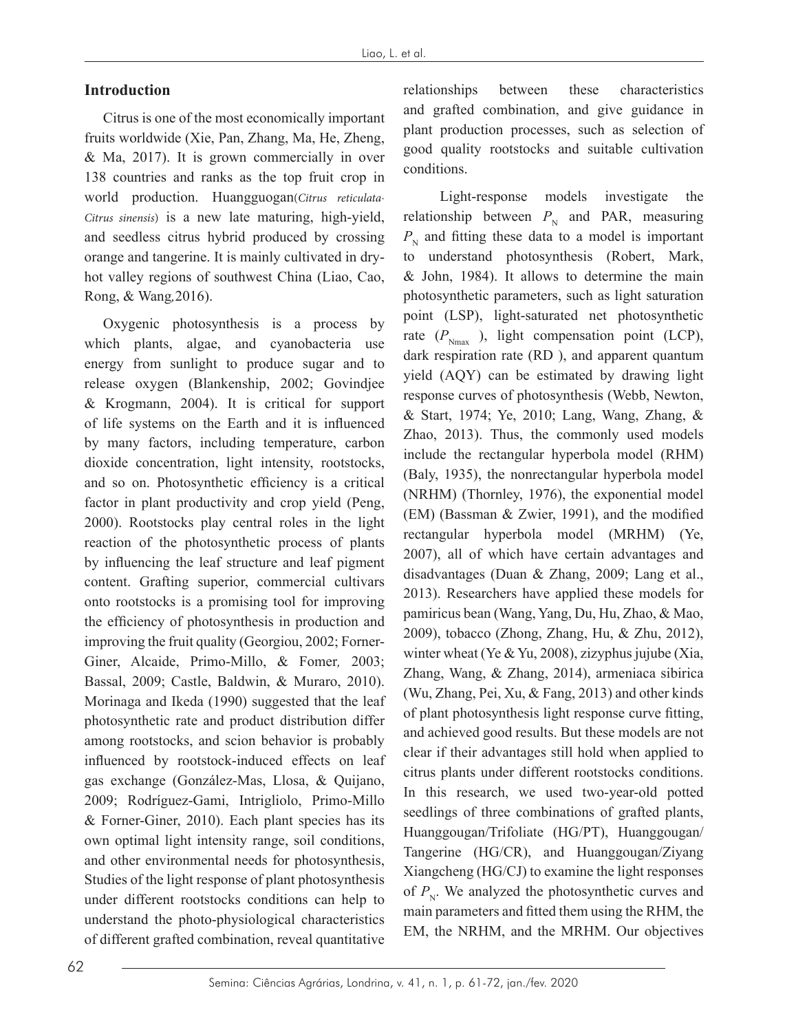## Introduction

Citrus is one of the most economically important fruits worldwide (Xie, Pan, Zhang, Ma, He, Zheng, & Ma, 2017). It is grown commercially in over 138 countries and ranks as the top fruit crop in world production. Huangguogan(*Citrus reticulata·Citrus sinensis*) is a new late maturing, high-yield, and seedless citrus hybrid produced by crossing orange and tangerine. It is mainly cultivated in dry-hot valley regions of southwest China (Liao, Cao, Rong, & Wang,2016).

Oxygenic photosynthesis is a process by which plants, algae, and cyanobacteria use energy from sunlight to produce sugar and to release oxygen (Blankenship, 2002; Govindjee & Krogmann, 2004). It is critical for support of life systems on the Earth and it is influenced by many factors, including temperature, carbon dioxide concentration, light intensity, rootstocks, and so on. Photosynthetic efficiency is a critical factor in plant productivity and crop yield (Peng, 2000). Rootstocks play central roles in the light reaction of the photosynthetic process of plants by influencing the leaf structure and leaf pigment content. Grafting superior, commercial cultivars onto rootstocks is a promising tool for improving the efficiency of photosynthesis in production and improving the fruit quality (Georgiou, 2002; Forner-Giner, Alcaide, Primo-Millo, & Fomer, 2003; Bassal, 2009; Castle, Baldwin, & Muraro, 2010). Morinaga and Ikeda (1990) suggested that the leaf photosynthetic rate and product distribution differ among rootstocks, and scion behavior is probably influenced by rootstock-induced effects on leaf gas exchange (González-Mas, Llosa, & Quijano, 2009; Rodríguez-Gami, Intrigliolo, Primo-Millo & Forner-Giner, 2010). Each plant species has its own optimal light intensity range, soil conditions, and other environmental needs for photosynthesis, Studies of the light response of plant photosynthesis under different rootstocks conditions can help to understand the photo-physiological characteristics of different grafted combination, reveal quantitative relationships between these characteristics and grafted combination, and give guidance in plant production processes, such as selection of good quality rootstocks and suitable cultivation conditions.

Light-response models investigate the relationship between $P_N$ and PAR, measuring $P_N$ and fitting these data to a model is important to understand photosynthesis (Robert, Mark, & John, 1984). It allows to determine the main photosynthetic parameters, such as light saturation point (LSP), light-saturated net photosynthetic rate ($P_{Nmax}$ ), light compensation point (LCP), dark respiration rate (RD ), and apparent quantum yield (AQY) can be estimated by drawing light response curves of photosynthesis (Webb, Newton, & Start, 1974; Ye, 2010; Lang, Wang, Zhang, & Zhao, 2013). Thus, the commonly used models include the rectangular hyperbola model (RHM) (Baly, 1935), the nonrectangular hyperbola model (NRHM) (Thornley, 1976), the exponential model (EM) (Bassman & Zwier, 1991), and the modified rectangular hyperbola model (MRHM) (Ye, 2007), all of which have certain advantages and disadvantages (Duan & Zhang, 2009; Lang et al., 2013). Researchers have applied these models for pamiricus bean (Wang, Yang, Du, Hu, Zhao, & Mao, 2009), tobacco (Zhong, Zhang, Hu, & Zhu, 2012), winter wheat (Ye & Yu, 2008), zizyphus jujube (Xia, Zhang, Wang, & Zhang, 2014), armeniaca sibirica (Wu, Zhang, Pei, Xu, & Fang, 2013) and other kinds of plant photosynthesis light response curve fitting, and achieved good results. But these models are not clear if their advantages still hold when applied to citrus plants under different rootstocks conditions. In this research, we used two-year-old potted seedlings of three combinations of grafted plants, Huanggougan/Trifoliate (HG/PT), Huanggougan/Tangerine (HG/CR), and Huanggougan/Ziyang Xiangcheng (HG/CJ) to examine the light responses of $P_N$. We analyzed the photosynthetic curves and main parameters and fitted them using the RHM, the EM, the NRHM, and the MRHM. Our objectives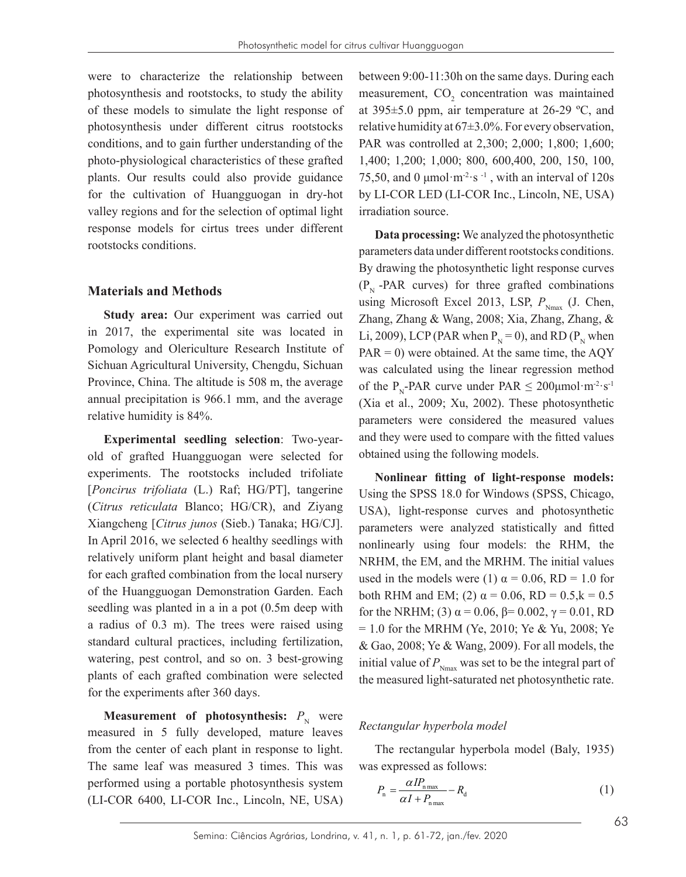were to characterize the relationship between photosynthesis and rootstocks, to study the ability of these models to simulate the light response of photosynthesis under different citrus rootstocks conditions, and to gain further understanding of the photo-physiological characteristics of these grafted plants. Our results could also provide guidance for the cultivation of Huangguogan in dry-hot valley regions and for the selection of optimal light response models for cirtus trees under different rootstocks conditions.

## Materials and Methods

**Study area:** Our experiment was carried out in 2017, the experimental site was located in Pomology and Olericulture Research Institute of Sichuan Agricultural University, Chengdu, Sichuan Province, China. The altitude is 508 m, the average annual precipitation is 966.1 mm, and the average relative humidity is 84%.

**Experimental seedling selection**: Two-year-old of grafted Huangguogan were selected for experiments. The rootstocks included trifoliate [*Poncirus trifoliata* (L.) Raf; HG/PT], tangerine (*Citrus reticulata* Blanco; HG/CR), and Ziyang Xiangcheng [*Citrus junos* (Sieb.) Tanaka; HG/CJ]. In April 2016, we selected 6 healthy seedlings with relatively uniform plant height and basal diameter for each grafted combination from the local nursery of the Huangguogan Demonstration Garden. Each seedling was planted in a in a pot (0.5m deep with a radius of 0.3 m). The trees were raised using standard cultural practices, including fertilization, watering, pest control, and so on. 3 best-growing plants of each grafted combination were selected for the experiments after 360 days.

**Measurement of photosynthesis:** $P_N$ were measured in 5 fully developed, mature leaves from the center of each plant in response to light. The same leaf was measured 3 times. This was performed using a portable photosynthesis system (LI-COR 6400, LI-COR Inc., Lincoln, NE, USA) between 9:00-11:30h on the same days. During each measurement, $CO_2$ concentration was maintained at 395±5.0 ppm, air temperature at 26-29 ºC, and relative humidity at 67±3.0%. For every observation, PAR was controlled at 2,300; 2,000; 1,800; 1,600; 1,400; 1,200; 1,000; 800, 600,400, 200, 150, 100, 75,50, and 0 $\mu mol \cdot m^{-2} \cdot s^{-1}$ , with an interval of 120s by LI-COR LED (LI-COR Inc., Lincoln, NE, USA) irradiation source.

**Data processing:** We analyzed the photosynthetic parameters data under different rootstocks conditions. By drawing the photosynthetic light response curves ($P_N$ -PAR curves) for three grafted combinations using Microsoft Excel 2013, LSP, $P_{Nmax}$ (J. Chen, Zhang, Zhang & Wang, 2008; Xia, Zhang, Zhang, & Li, 2009), LCP (PAR when $P_N = 0$), and RD ($P_N$ when PAR = 0) were obtained. At the same time, the AQY was calculated using the linear regression method of the $P_N$-PAR curve under PAR ≤ 200$\mu mol \cdot m^{-2} s^{-1}$ (Xia et al., 2009; Xu, 2002). These photosynthetic parameters were considered the measured values and they were used to compare with the fitted values obtained using the following models.

**Nonlinear fitting of light-response models:** Using the SPSS 18.0 for Windows (SPSS, Chicago, USA), light-response curves and photosynthetic parameters were analyzed statistically and fitted nonlinearly using four models: the RHM, the NRHM, the EM, and the MRHM. The initial values used in the models were (1) $\alpha = 0.06$, RD = 1.0 for both RHM and EM; (2) $\alpha = 0.06$, RD = 0.5,k = 0.5 for the NRHM; (3) $\alpha = 0.06$, $\beta = 0.002$, $\gamma = 0.01$, RD = 1.0 for the MRHM (Ye, 2010; Ye & Yu, 2008; Ye & Gao, 2008; Ye & Wang, 2009). For all models, the initial value of $P_{Nmax}$ was set to be the integral part of the measured light-saturated net photosynthetic rate.

### *Rectangular hyperbola model*

The rectangular hyperbola model (Baly, 1935) was expressed as follows:

$$P_n = \frac{\alpha I P_{n\max}}{\alpha I + P_{n\max}} - R_d \tag{1}$$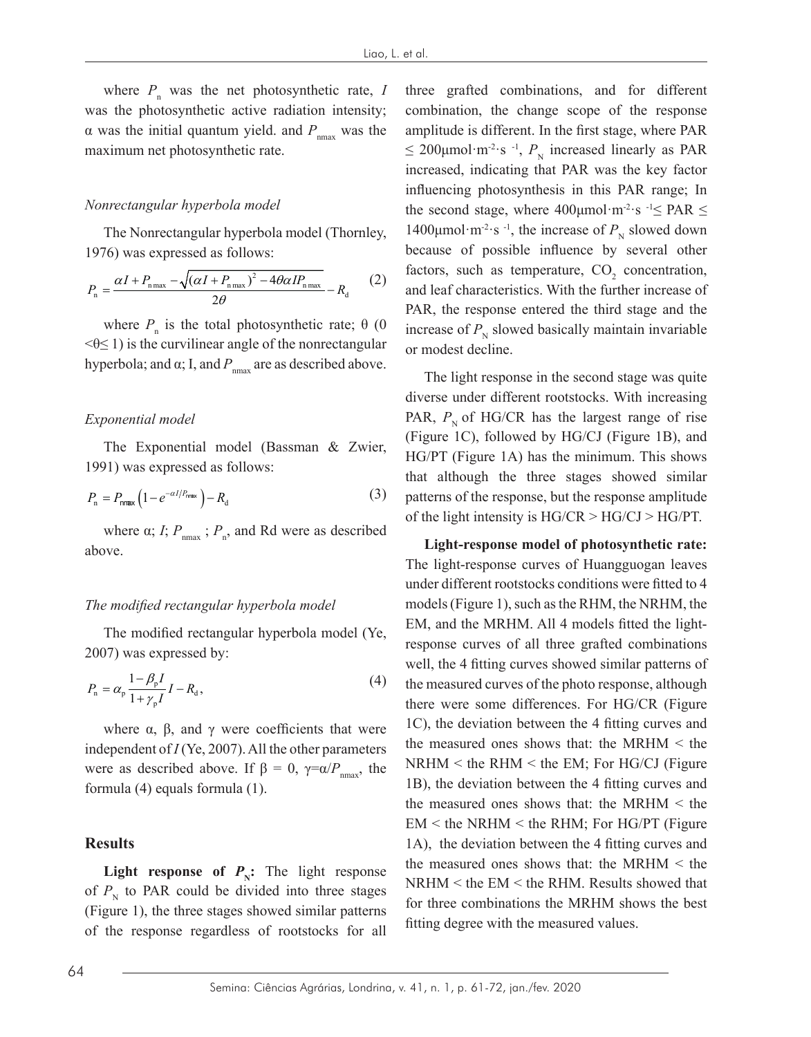where $P_n$ was the net photosynthetic rate, $I$ was the photosynthetic active radiation intensity; α was the initial quantum yield. and $P_{nmax}$ was the maximum net photosynthetic rate.

*Nonrectangular hyperbola model*

The Nonrectangular hyperbola model (Thornley, 1976) was expressed as follows:

$$P_n = \frac{\alpha I + P_{n\max} - \sqrt{(\alpha I + P_{n\max})^2 - 4\theta\alpha I P_{n\max}}}{2\theta} - R_d \quad (2)$$

where $P_n$ is the total photosynthetic rate; θ ($0 < \theta \leq 1$) is the curvilinear angle of the nonrectangular hyperbola; and α; I, and $P_{nmax}$ are as described above.

*Exponential model*

The Exponential model (Bassman & Zwier, 1991) was expressed as follows:

$$P_n = P_{nmax}\left(1 - e^{-\alpha I / P_{nmax}}\right) - R_d \quad (3)$$

where α; $I$; $P_{nmax}$ ; $P_n$, and Rd were as described above.

*The modified rectangular hyperbola model*

The modified rectangular hyperbola model (Ye, 2007) was expressed by:

$$P_n = \alpha_p \frac{1 - \beta_p I}{1 + \gamma_p I} I - R_d, \quad (4)$$

where α, β, and γ were coefficients that were independent of $I$ (Ye, 2007). All the other parameters were as described above. If β = 0, $\gamma = \alpha / P_{nmax}$, the formula (4) equals formula (1).

## Results

**Light response of $P_N$:** The light response of $P_N$ to PAR could be divided into three stages (Figure 1), the three stages showed similar patterns of the response regardless of rootstocks for all three grafted combinations, and for different combination, the change scope of the response amplitude is different. In the first stage, where PAR ≤ 200μmol·m$^{-2}$·s$^{-1}$, $P_N$ increased linearly as PAR increased, indicating that PAR was the key factor influencing photosynthesis in this PAR range; In the second stage, where 400μmol·m$^{-2}$·s$^{-1}$≤ PAR ≤ 1400μmol·m$^{-2}$·s$^{-1}$, the increase of $P_N$ slowed down because of possible influence by several other factors, such as temperature, $CO_2$ concentration, and leaf characteristics. With the further increase of PAR, the response entered the third stage and the increase of $P_N$ slowed basically maintain invariable or modest decline.

The light response in the second stage was quite diverse under different rootstocks. With increasing PAR, $P_N$ of HG/CR has the largest range of rise (Figure 1C), followed by HG/CJ (Figure 1B), and HG/PT (Figure 1A) has the minimum. This shows that although the three stages showed similar patterns of the response, but the response amplitude of the light intensity is HG/CR > HG/CJ > HG/PT.

**Light-response model of photosynthetic rate:** The light-response curves of Huangguogan leaves under different rootstocks conditions were fitted to 4 models (Figure 1), such as the RHM, the NRHM, the EM, and the MRHM. All 4 models fitted the light-response curves of all three grafted combinations well, the 4 fitting curves showed similar patterns of the measured curves of the photo response, although there were some differences. For HG/CR (Figure 1C), the deviation between the 4 fitting curves and the measured ones shows that: the MRHM < the NRHM < the RHM < the EM; For HG/CJ (Figure 1B), the deviation between the 4 fitting curves and the measured ones shows that: the MRHM < the EM < the NRHM < the RHM; For HG/PT (Figure 1A), the deviation between the 4 fitting curves and the measured ones shows that: the MRHM < the NRHM < the EM < the RHM. Results showed that for three combinations the MRHM shows the best fitting degree with the measured values.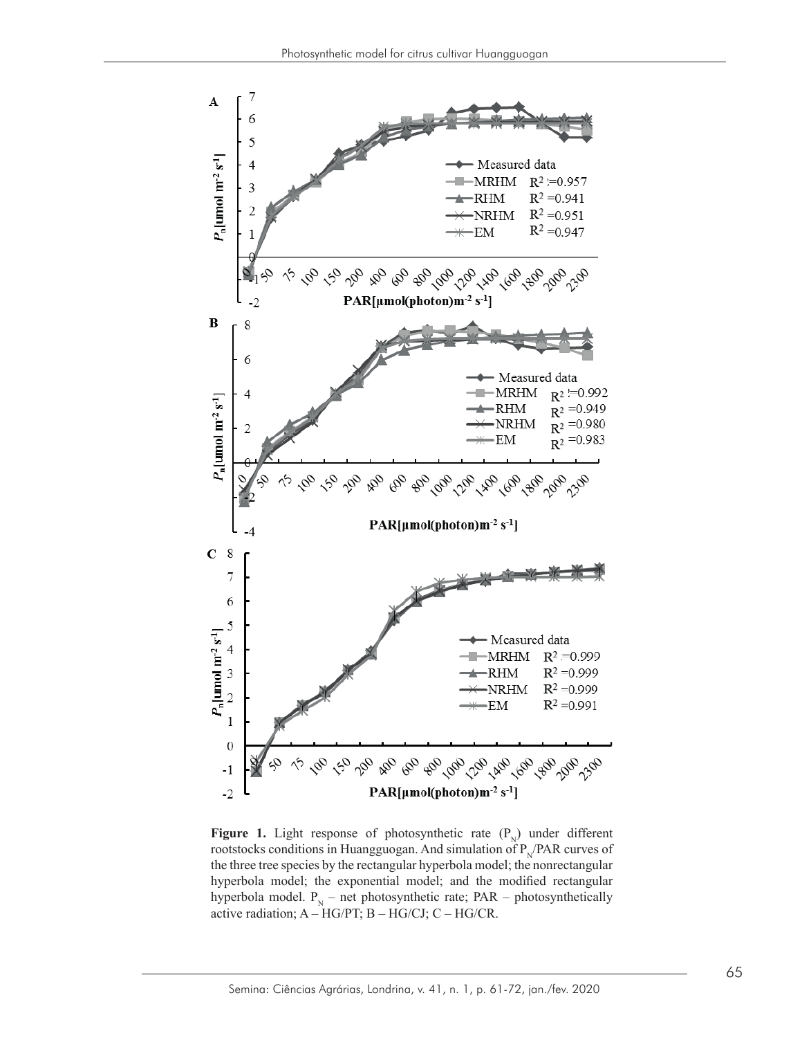**Figure 1.** Light response of photosynthetic rate ($P_N$) under different rootstocks conditions in Huangguogan. And simulation of $P_N$/PAR curves of the three tree species by the rectangular hyperbola model; the nonrectangular hyperbola model; the exponential model; and the modified rectangular hyperbola model. $P_N$ – net photosynthetic rate; PAR – photosynthetically active radiation; A – HG/PT; B – HG/CJ; C – HG/CR.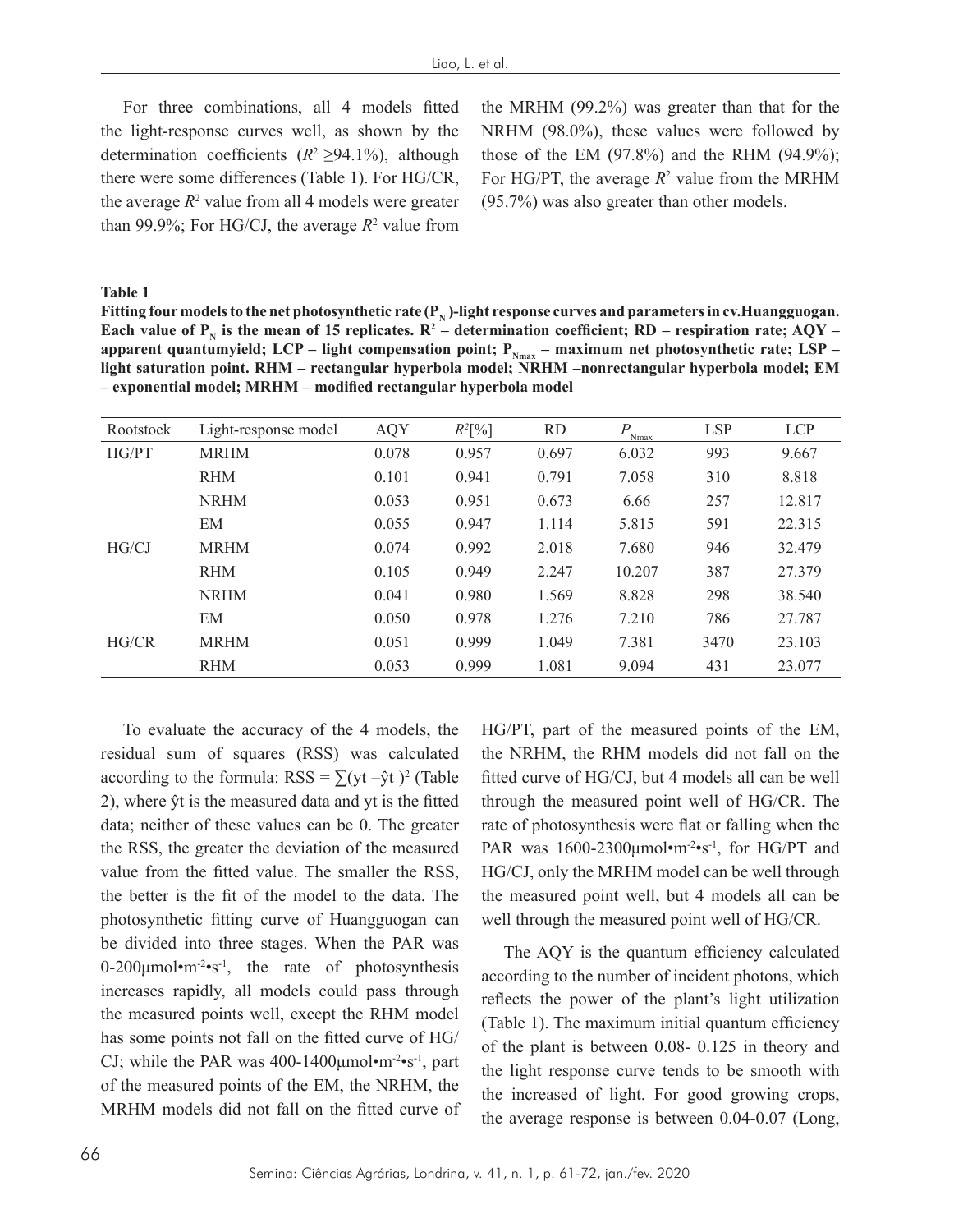For three combinations, all 4 models fitted the light-response curves well, as shown by the determination coefficients ($R^2 \geq 94.1\%$), although there were some differences (Table 1). For HG/CR, the average $R^2$ value from all 4 models were greater than 99.9%; For HG/CJ, the average $R^2$ value from the MRHM (99.2%) was greater than that for the NRHM (98.0%), these values were followed by those of the EM (97.8%) and the RHM (94.9%); For HG/PT, the average $R^2$ value from the MRHM (95.7%) was also greater than other models.

**Table 1**

**Fitting four models to the net photosynthetic rate ($P_N$)-light response curves and parameters in cv.Huangguogan. Each value of $P_N$ is the mean of 15 replicates. $R^2$ – determination coefficient; RD – respiration rate; AQY – apparent quantumyield; LCP – light compensation point; $P_{Nmax}$ – maximum net photosynthetic rate; LSP – light saturation point. RHM – rectangular hyperbola model; NRHM –nonrectangular hyperbola model; EM – exponential model; MRHM – modified rectangular hyperbola model**

| Rootstock | Light-response model | AQY | $R^2$[%] | RD | $P_{Nmax}$ | LSP | LCP |
|---|---|---|---|---|---|---|---|
| HG/PT | MRHM | 0.078 | 0.957 | 0.697 | 6.032 | 993 | 9.667 |
| | RHM | 0.101 | 0.941 | 0.791 | 7.058 | 310 | 8.818 |
| | NRHM | 0.053 | 0.951 | 0.673 | 6.66 | 257 | 12.817 |
| | EM | 0.055 | 0.947 | 1.114 | 5.815 | 591 | 22.315 |
| HG/CJ | MRHM | 0.074 | 0.992 | 2.018 | 7.680 | 946 | 32.479 |
| | RHM | 0.105 | 0.949 | 2.247 | 10.207 | 387 | 27.379 |
| | NRHM | 0.041 | 0.980 | 1.569 | 8.828 | 298 | 38.540 |
| | EM | 0.050 | 0.978 | 1.276 | 7.210 | 786 | 27.787 |
| HG/CR | MRHM | 0.051 | 0.999 | 1.049 | 7.381 | 3470 | 23.103 |
| | RHM | 0.053 | 0.999 | 1.081 | 9.094 | 431 | 23.077 |

To evaluate the accuracy of the 4 models, the residual sum of squares (RSS) was calculated according to the formula: $RSS = \sum(yt - \hat{y}t)^2$ (Table 2), where ŷt is the measured data and yt is the fitted data; neither of these values can be 0. The greater the RSS, the greater the deviation of the measured value from the fitted value. The smaller the RSS, the better is the fit of the model to the data. The photosynthetic fitting curve of Huangguogan can be divided into three stages. When the PAR was 0-200μmol•m$^{-2}$•s$^{-1}$, the rate of photosynthesis increases rapidly, all models could pass through the measured points well, except the RHM model has some points not fall on the fitted curve of HG/CJ; while the PAR was 400-1400μmol•m$^{-2}$•s$^{-1}$, part of the measured points of the EM, the NRHM, the MRHM models did not fall on the fitted curve of HG/PT, part of the measured points of the EM, the NRHM, the RHM models did not fall on the fitted curve of HG/CJ, but 4 models all can be well through the measured point well of HG/CR. The rate of photosynthesis were flat or falling when the PAR was 1600-2300μmol•m$^{-2}$•s$^{-1}$, for HG/PT and HG/CJ, only the MRHM model can be well through the measured point well, but 4 models all can be well through the measured point well of HG/CR.

The AQY is the quantum efficiency calculated according to the number of incident photons, which reflects the power of the plant's light utilization (Table 1). The maximum initial quantum efficiency of the plant is between 0.08- 0.125 in theory and the light response curve tends to be smooth with the increased of light. For good growing crops, the average response is between 0.04-0.07 (Long,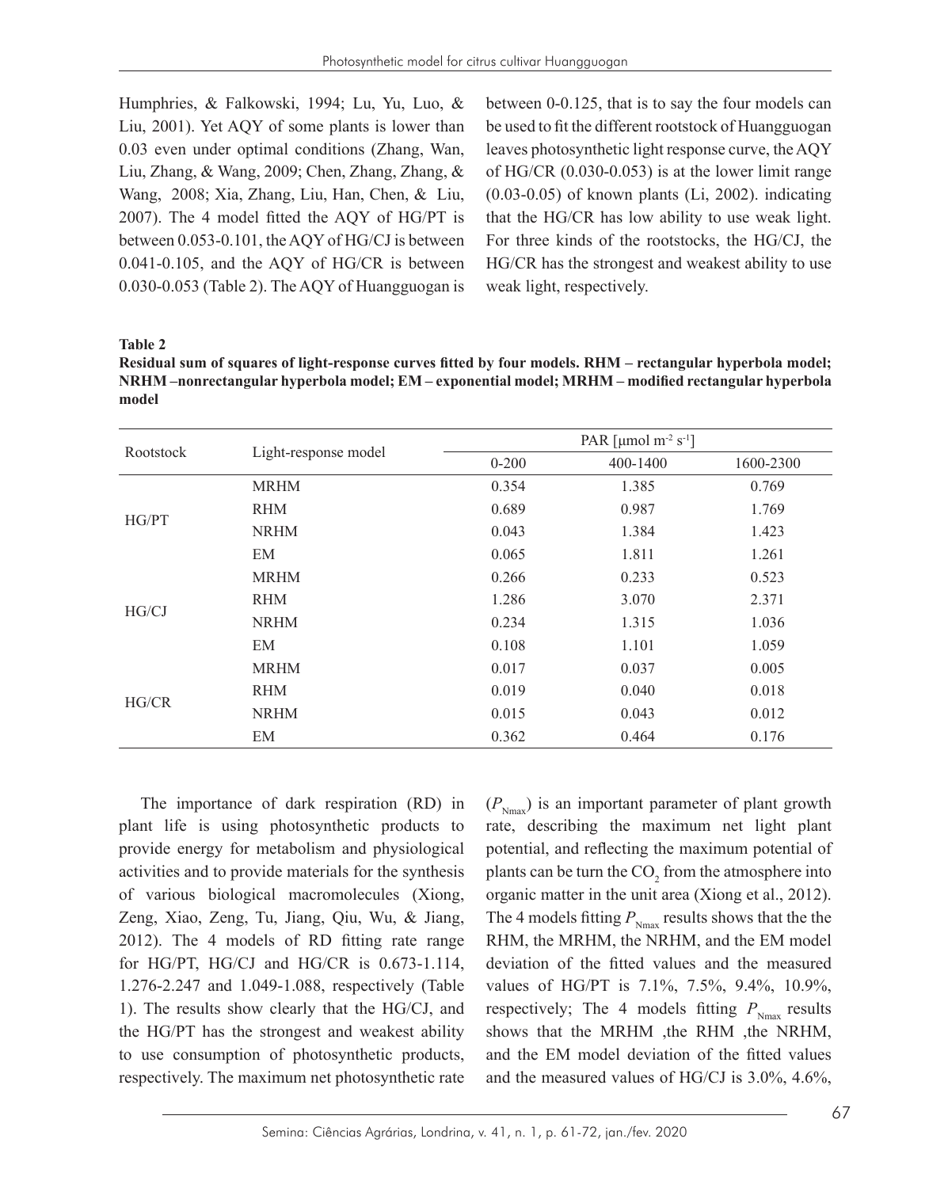Humphries, & Falkowski, 1994; Lu, Yu, Luo, & Liu, 2001). Yet AQY of some plants is lower than 0.03 even under optimal conditions (Zhang, Wan, Liu, Zhang, & Wang, 2009; Chen, Zhang, Zhang, & Wang, 2008; Xia, Zhang, Liu, Han, Chen, & Liu, 2007). The 4 model fitted the AQY of HG/PT is between 0.053-0.101, the AQY of HG/CJ is between 0.041-0.105, and the AQY of HG/CR is between 0.030-0.053 (Table 2). The AQY of Huangguogan is between 0-0.125, that is to say the four models can be used to fit the different rootstock of Huangguogan leaves photosynthetic light response curve, the AQY of HG/CR (0.030-0.053) is at the lower limit range (0.03-0.05) of known plants (Li, 2002). indicating that the HG/CR has low ability to use weak light. For three kinds of the rootstocks, the HG/CJ, the HG/CR has the strongest and weakest ability to use weak light, respectively.

**Table 2**
**Residual sum of squares of light-response curves fitted by four models. RHM – rectangular hyperbola model; NRHM –nonrectangular hyperbola model; EM – exponential model; MRHM – modified rectangular hyperbola model**

| Rootstock | Light-response model | PAR [μmol m$^{-2}$ s$^{-1}$] | | |
|---|---|---|---|---|
| | | 0-200 | 400-1400 | 1600-2300 |
| HG/PT | MRHM | 0.354 | 1.385 | 0.769 |
| | RHM | 0.689 | 0.987 | 1.769 |
| | NRHM | 0.043 | 1.384 | 1.423 |
| | EM | 0.065 | 1.811 | 1.261 |
| HG/CJ | MRHM | 0.266 | 0.233 | 0.523 |
| | RHM | 1.286 | 3.070 | 2.371 |
| | NRHM | 0.234 | 1.315 | 1.036 |
| | EM | 0.108 | 1.101 | 1.059 |
| HG/CR | MRHM | 0.017 | 0.037 | 0.005 |
| | RHM | 0.019 | 0.040 | 0.018 |
| | NRHM | 0.015 | 0.043 | 0.012 |
| | EM | 0.362 | 0.464 | 0.176 |

The importance of dark respiration (RD) in plant life is using photosynthetic products to provide energy for metabolism and physiological activities and to provide materials for the synthesis of various biological macromolecules (Xiong, Zeng, Xiao, Zeng, Tu, Jiang, Qiu, Wu, & Jiang, 2012). The 4 models of RD fitting rate range for HG/PT, HG/CJ and HG/CR is 0.673-1.114, 1.276-2.247 and 1.049-1.088, respectively (Table 1). The results show clearly that the HG/CJ, and the HG/PT has the strongest and weakest ability to use consumption of photosynthetic products, respectively. The maximum net photosynthetic rate ($P_{Nmax}$) is an important parameter of plant growth rate, describing the maximum net light plant potential, and reflecting the maximum potential of plants can be turn the $CO_2$ from the atmosphere into organic matter in the unit area (Xiong et al., 2012). The 4 models fitting $P_{Nmax}$ results shows that the the RHM, the MRHM, the NRHM, and the EM model deviation of the fitted values and the measured values of HG/PT is 7.1%, 7.5%, 9.4%, 10.9%, respectively; The 4 models fitting $P_{Nmax}$ results shows that the MRHM ,the RHM ,the NRHM, and the EM model deviation of the fitted values and the measured values of HG/CJ is 3.0%, 4.6%,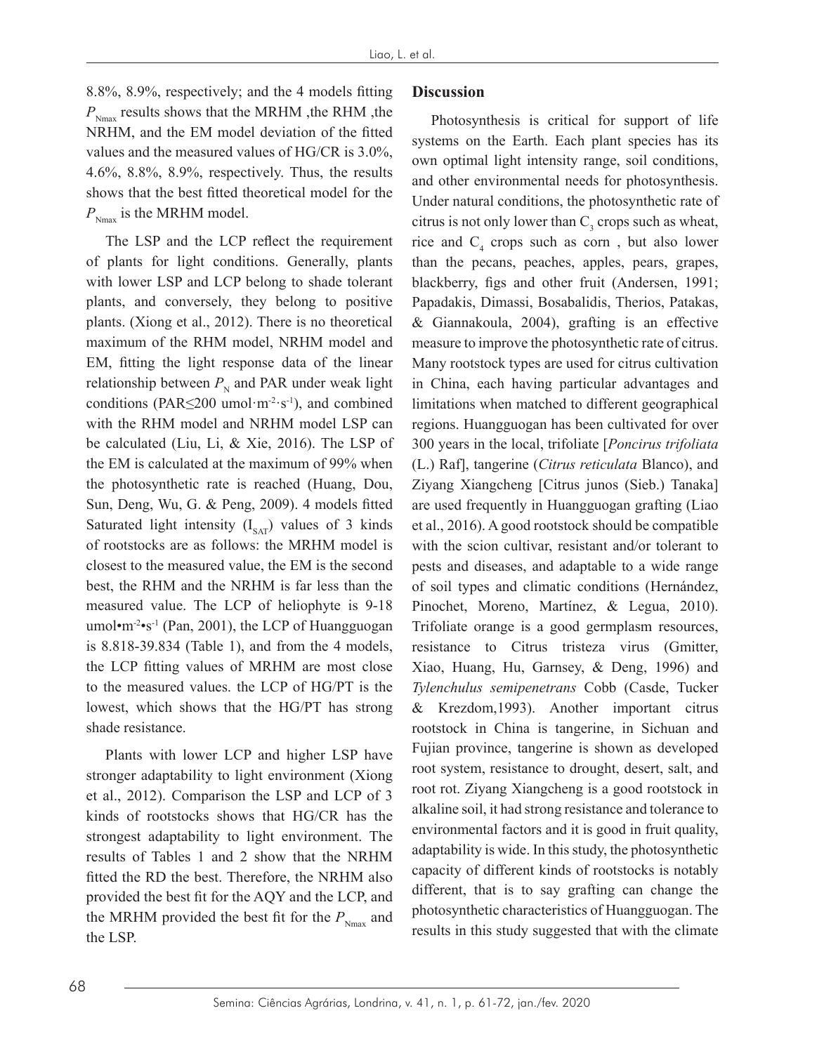8.8%, 8.9%, respectively; and the 4 models fitting $P_{Nmax}$ results shows that the MRHM ,the RHM ,the NRHM, and the EM model deviation of the fitted values and the measured values of HG/CR is 3.0%, 4.6%, 8.8%, 8.9%, respectively. Thus, the results shows that the best fitted theoretical model for the $P_{Nmax}$ is the MRHM model.

The LSP and the LCP reflect the requirement of plants for light conditions. Generally, plants with lower LSP and LCP belong to shade tolerant plants, and conversely, they belong to positive plants. (Xiong et al., 2012). There is no theoretical maximum of the RHM model, NRHM model and EM, fitting the light response data of the linear relationship between $P_N$ and PAR under weak light conditions (PAR≤200 umol·m$^{-2}$·s$^{-1}$), and combined with the RHM model and NRHM model LSP can be calculated (Liu, Li, & Xie, 2016). The LSP of the EM is calculated at the maximum of 99% when the photosynthetic rate is reached (Huang, Dou, Sun, Deng, Wu, G. & Peng, 2009). 4 models fitted Saturated light intensity ($I_{SAT}$) values of 3 kinds of rootstocks are as follows: the MRHM model is closest to the measured value, the EM is the second best, the RHM and the NRHM is far less than the measured value. The LCP of heliophyte is 9-18 umol•m$^{-2}$•s$^{-1}$ (Pan, 2001), the LCP of Huangguogan is 8.818-39.834 (Table 1), and from the 4 models, the LCP fitting values of MRHM are most close to the measured values. the LCP of HG/PT is the lowest, which shows that the HG/PT has strong shade resistance.

Plants with lower LCP and higher LSP have stronger adaptability to light environment (Xiong et al., 2012). Comparison the LSP and LCP of 3 kinds of rootstocks shows that HG/CR has the strongest adaptability to light environment. The results of Tables 1 and 2 show that the NRHM fitted the RD the best. Therefore, the NRHM also provided the best fit for the AQY and the LCP, and the MRHM provided the best fit for the $P_{Nmax}$ and the LSP.

## Discussion

Photosynthesis is critical for support of life systems on the Earth. Each plant species has its own optimal light intensity range, soil conditions, and other environmental needs for photosynthesis. Under natural conditions, the photosynthetic rate of citrus is not only lower than $C_3$ crops such as wheat, rice and $C_4$ crops such as corn , but also lower than the pecans, peaches, apples, pears, grapes, blackberry, figs and other fruit (Andersen, 1991; Papadakis, Dimassi, Bosabalidis, Therios, Patakas, & Giannakoula, 2004), grafting is an effective measure to improve the photosynthetic rate of citrus. Many rootstock types are used for citrus cultivation in China, each having particular advantages and limitations when matched to different geographical regions. Huangguogan has been cultivated for over 300 years in the local, trifoliate [*Poncirus trifoliata* (L.) Raf], tangerine (*Citrus reticulata* Blanco), and Ziyang Xiangcheng [Citrus junos (Sieb.) Tanaka] are used frequently in Huangguogan grafting (Liao et al., 2016). A good rootstock should be compatible with the scion cultivar, resistant and/or tolerant to pests and diseases, and adaptable to a wide range of soil types and climatic conditions (Hernández, Pinochet, Moreno, Martínez, & Legua, 2010). Trifoliate orange is a good germplasm resources, resistance to Citrus tristeza virus (Gmitter, Xiao, Huang, Hu, Garnsey, & Deng, 1996) and *Tylenchulus semipenetrans* Cobb (Casde, Tucker & Krezdom,1993). Another important citrus rootstock in China is tangerine, in Sichuan and Fujian province, tangerine is shown as developed root system, resistance to drought, desert, salt, and root rot. Ziyang Xiangcheng is a good rootstock in alkaline soil, it had strong resistance and tolerance to environmental factors and it is good in fruit quality, adaptability is wide. In this study, the photosynthetic capacity of different kinds of rootstocks is notably different, that is to say grafting can change the photosynthetic characteristics of Huangguogan. The results in this study suggested that with the climate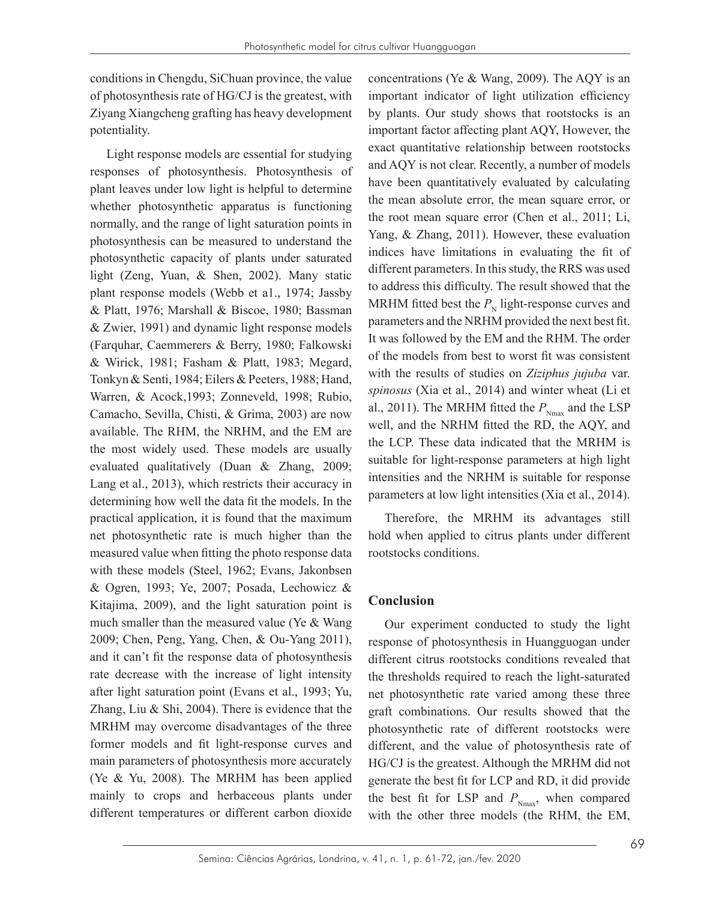conditions in Chengdu, SiChuan province, the value of photosynthesis rate of HG/CJ is the greatest, with Ziyang Xiangcheng grafting has heavy development potentiality.

Light response models are essential for studying responses of photosynthesis. Photosynthesis of plant leaves under low light is helpful to determine whether photosynthetic apparatus is functioning normally, and the range of light saturation points in photosynthesis can be measured to understand the photosynthetic capacity of plants under saturated light (Zeng, Yuan, & Shen, 2002). Many static plant response models (Webb et a1., 1974; Jassby & Platt, 1976; Marshall & Biscoe, 1980; Bassman & Zwier, 1991) and dynamic light response models (Farquhar, Caemmerers & Berry, 1980; Falkowski & Wirick, 1981; Fasham & Platt, 1983; Megard, Tonkyn & Senti, 1984; Eilers & Peeters, 1988; Hand, Warren, & Acock,1993; Zonneveld, 1998; Rubio, Camacho, Sevilla, Chisti, & Grima, 2003) are now available. The RHM, the NRHM, and the EM are the most widely used. These models are usually evaluated qualitatively (Duan & Zhang, 2009; Lang et al., 2013), which restricts their accuracy in determining how well the data fit the models. In the practical application, it is found that the maximum net photosynthetic rate is much higher than the measured value when fitting the photo response data with these models (Steel, 1962; Evans, Jakonbsen & Ogren, 1993; Ye, 2007; Posada, Lechowicz & Kitajima, 2009), and the light saturation point is much smaller than the measured value (Ye & Wang 2009; Chen, Peng, Yang, Chen, & Ou-Yang 2011), and it can't fit the response data of photosynthesis rate decrease with the increase of light intensity after light saturation point (Evans et al., 1993; Yu, Zhang, Liu & Shi, 2004). There is evidence that the MRHM may overcome disadvantages of the three former models and fit light-response curves and main parameters of photosynthesis more accurately (Ye & Yu, 2008). The MRHM has been applied mainly to crops and herbaceous plants under different temperatures or different carbon dioxide concentrations (Ye & Wang, 2009). The AQY is an important indicator of light utilization efficiency by plants. Our study shows that rootstocks is an important factor affecting plant AQY, However, the exact quantitative relationship between rootstocks and AQY is not clear. Recently, a number of models have been quantitatively evaluated by calculating the mean absolute error, the mean square error, or the root mean square error (Chen et al., 2011; Li, Yang, & Zhang, 2011). However, these evaluation indices have limitations in evaluating the fit of different parameters. In this study, the RRS was used to address this difficulty. The result showed that the MRHM fitted best the $P_N$ light-response curves and parameters and the NRHM provided the next best fit. It was followed by the EM and the RHM. The order of the models from best to worst fit was consistent with the results of studies on *Ziziphus jujuba* var. *spinosus* (Xia et al., 2014) and winter wheat (Li et al., 2011). The MRHM fitted the $P_{Nmax}$ and the LSP well, and the NRHM fitted the RD, the AQY, and the LCP. These data indicated that the MRHM is suitable for light-response parameters at high light intensities and the NRHM is suitable for response parameters at low light intensities (Xia et al., 2014).

Therefore, the MRHM its advantages still hold when applied to citrus plants under different rootstocks conditions.

## Conclusion

Our experiment conducted to study the light response of photosynthesis in Huangguogan under different citrus rootstocks conditions revealed that the thresholds required to reach the light-saturated net photosynthetic rate varied among these three graft combinations. Our results showed that the photosynthetic rate of different rootstocks were different, and the value of photosynthesis rate of HG/CJ is the greatest. Although the MRHM did not generate the best fit for LCP and RD, it did provide the best fit for LSP and $P_{Nmax}$, when compared with the other three models (the RHM, the EM,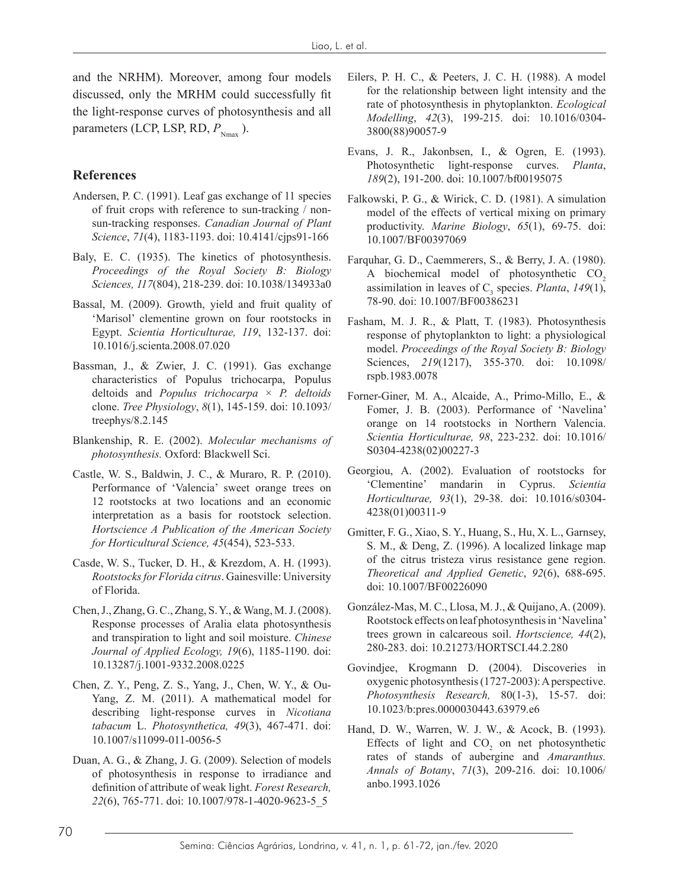and the NRHM). Moreover, among four models discussed, only the MRHM could successfully fit the light-response curves of photosynthesis and all parameters (LCP, LSP, RD, $P_{Nmax}$ ).

## References

Andersen, P. C. (1991). Leaf gas exchange of 11 species of fruit crops with reference to sun-tracking / non-sun-tracking responses. *Canadian Journal of Plant Science*, *71*(4), 1183-1193. doi: 10.4141/cjps91-166

Baly, E. C. (1935). The kinetics of photosynthesis. *Proceedings of the Royal Society B: Biology Sciences, 117*(804), 218-239. doi: 10.1038/134933a0

Bassal, M. (2009). Growth, yield and fruit quality of 'Marisol' clementine grown on four rootstocks in Egypt. *Scientia Horticulturae, 119*, 132-137. doi: 10.1016/j.scienta.2008.07.020

Bassman, J., & Zwier, J. C. (1991). Gas exchange characteristics of Populus trichocarpa, Populus deltoids and *Populus trichocarpa × P. deltoids* clone. *Tree Physiology*, *8*(1), 145-159. doi: 10.1093/treephys/8.2.145

Blankenship, R. E. (2002). *Molecular mechanisms of photosynthesis.* Oxford: Blackwell Sci.

Castle, W. S., Baldwin, J. C., & Muraro, R. P. (2010). Performance of 'Valencia' sweet orange trees on 12 rootstocks at two locations and an economic interpretation as a basis for rootstock selection. *Hortscience A Publication of the American Society for Horticultural Science, 45*(454), 523-533.

Casde, W. S., Tucker, D. H., & Krezdom, A. H. (1993). *Rootstocks for Florida citrus*. Gainesville: University of Florida.

Chen, J., Zhang, G. C., Zhang, S. Y., & Wang, M. J. (2008). Response processes of Aralia elata photosynthesis and transpiration to light and soil moisture. *Chinese Journal of Applied Ecology, 19*(6), 1185-1190. doi: 10.13287/j.1001-9332.2008.0225

Chen, Z. Y., Peng, Z. S., Yang, J., Chen, W. Y., & Ou-Yang, Z. M. (2011). A mathematical model for describing light-response curves in *Nicotiana tabacum* L. *Photosynthetica, 49*(3), 467-471. doi: 10.1007/s11099-011-0056-5

Duan, A. G., & Zhang, J. G. (2009). Selection of models of photosynthesis in response to irradiance and definition of attribute of weak light. *Forest Research, 22*(6), 765-771. doi: 10.1007/978-1-4020-9623-5_5

Eilers, P. H. C., & Peeters, J. C. H. (1988). A model for the relationship between light intensity and the rate of photosynthesis in phytoplankton. *Ecological Modelling*, *42*(3), 199-215. doi: 10.1016/0304-3800(88)90057-9

Evans, J. R., Jakonbsen, I., & Ogren, E. (1993). Photosynthetic light-response curves. *Planta*, *189*(2), 191-200. doi: 10.1007/bf00195075

Falkowski, P. G., & Wirick, C. D. (1981). A simulation model of the effects of vertical mixing on primary productivity. *Marine Biology*, *65*(1), 69-75. doi: 10.1007/BF00397069

Farquhar, G. D., Caemmerers, S., & Berry, J. A. (1980). A biochemical model of photosynthetic $CO_2$ assimilation in leaves of $C_3$ species. *Planta*, *149*(1), 78-90. doi: 10.1007/BF00386231

Fasham, M. J. R., & Platt, T. (1983). Photosynthesis response of phytoplankton to light: a physiological model. *Proceedings of the Royal Society B: Biology* Sciences, *219*(1217), 355-370. doi: 10.1098/rspb.1983.0078

Forner-Giner, M. A., Alcaide, A., Primo-Millo, E., & Fomer, J. B. (2003). Performance of 'Navelina' orange on 14 rootstocks in Northern Valencia. *Scientia Horticulturae, 98*, 223-232. doi: 10.1016/S0304-4238(02)00227-3

Georgiou, A. (2002). Evaluation of rootstocks for 'Clementine' mandarin in Cyprus. *Scientia Horticulturae, 93*(1), 29-38. doi: 10.1016/s0304-4238(01)00311-9

Gmitter, F. G., Xiao, S. Y., Huang, S., Hu, X. L., Garnsey, S. M., & Deng, Z. (1996). A localized linkage map of the citrus tristeza virus resistance gene region. *Theoretical and Applied Genetic*, *92*(6), 688-695. doi: 10.1007/BF00226090

González-Mas, M. C., Llosa, M. J., & Quijano, A. (2009). Rootstock effects on leaf photosynthesis in 'Navelina' trees grown in calcareous soil. *Hortscience, 44*(2), 280-283. doi: 10.21273/HORTSCI.44.2.280

Govindjee, Krogmann D. (2004). Discoveries in oxygenic photosynthesis (1727-2003): A perspective. *Photosynthesis Research,* 80(1-3), 15-57. doi: 10.1023/b:pres.0000030443.63979.e6

Hand, D. W., Warren, W. J. W., & Acock, B. (1993). Effects of light and $CO_2$ on net photosynthetic rates of stands of aubergine and *Amaranthus. Annals of Botany*, *71*(3), 209-216. doi: 10.1006/anbo.1993.1026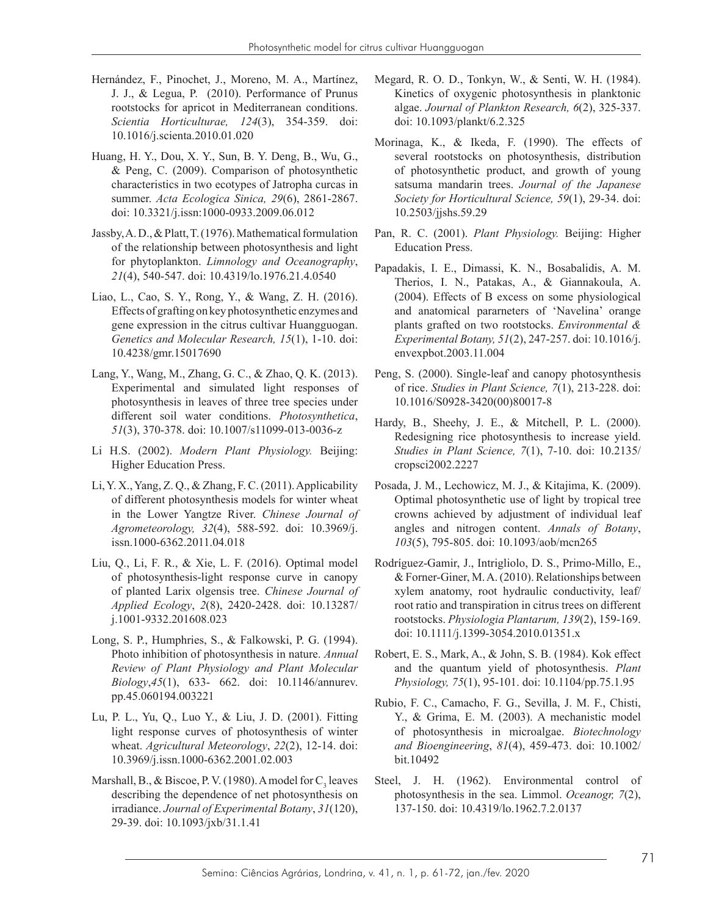Hernández, F., Pinochet, J., Moreno, M. A., Martínez, J. J., & Legua, P. (2010). Performance of Prunus rootstocks for apricot in Mediterranean conditions. *Scientia Horticulturae, 124*(3), 354-359. doi: 10.1016/j.scienta.2010.01.020

Huang, H. Y., Dou, X. Y., Sun, B. Y. Deng, B., Wu, G., & Peng, C. (2009). Comparison of photosynthetic characteristics in two ecotypes of Jatropha curcas in summer. *Acta Ecologica Sinica, 29*(6), 2861-2867. doi: 10.3321/j.issn:1000-0933.2009.06.012

Jassby, A. D., & Platt, T. (1976). Mathematical formulation of the relationship between photosynthesis and light for phytoplankton. *Limnology and Oceanography*, *21*(4), 540-547. doi: 10.4319/lo.1976.21.4.0540

Liao, L., Cao, S. Y., Rong, Y., & Wang, Z. H. (2016). Effects of grafting on key photosynthetic enzymes and gene expression in the citrus cultivar Huangguogan. *Genetics and Molecular Research, 15*(1), 1-10. doi: 10.4238/gmr.15017690

Lang, Y., Wang, M., Zhang, G. C., & Zhao, Q. K. (2013). Experimental and simulated light responses of photosynthesis in leaves of three tree species under different soil water conditions. *Photosynthetica*, *51*(3), 370-378. doi: 10.1007/s11099-013-0036-z

Li H.S. (2002). *Modern Plant Physiology.* Beijing: Higher Education Press.

Li, Y. X., Yang, Z. Q., & Zhang, F. C. (2011). Applicability of different photosynthesis models for winter wheat in the Lower Yangtze River. *Chinese Journal of Agrometeorology, 32*(4), 588-592. doi: 10.3969/j.issn.1000-6362.2011.04.018

Liu, Q., Li, F. R., & Xie, L. F. (2016). Optimal model of photosynthesis-light response curve in canopy of planted Larix olgensis tree. *Chinese Journal of Applied Ecology*, *2*(8), 2420-2428. doi: 10.13287/j.1001-9332.201608.023

Long, S. P., Humphries, S., & Falkowski, P. G. (1994). Photo inhibition of photosynthesis in nature. *Annual Review of Plant Physiology and Plant Molecular Biology*,*45*(1), 633- 662. doi: 10.1146/annurev.pp.45.060194.003221

Lu, P. L., Yu, Q., Luo Y., & Liu, J. D. (2001). Fitting light response curves of photosynthesis of winter wheat. *Agricultural Meteorology*, *22*(2), 12-14. doi: 10.3969/j.issn.1000-6362.2001.02.003

Marshall, B., & Biscoe, P. V. (1980). A model for $C_3$ leaves describing the dependence of net photosynthesis on irradiance. *Journal of Experimental Botany*, *31*(120), 29-39. doi: 10.1093/jxb/31.1.41

Megard, R. O. D., Tonkyn, W., & Senti, W. H. (1984). Kinetics of oxygenic photosynthesis in planktonic algae. *Journal of Plankton Research, 6*(2), 325-337. doi: 10.1093/plankt/6.2.325

Morinaga, K., & Ikeda, F. (1990). The effects of several rootstocks on photosynthesis, distribution of photosynthetic product, and growth of young satsuma mandarin trees. *Journal of the Japanese Society for Horticultural Science, 59*(1), 29-34. doi: 10.2503/jjshs.59.29

Pan, R. C. (2001). *Plant Physiology.* Beijing: Higher Education Press.

Papadakis, I. E., Dimassi, K. N., Bosabalidis, A. M. Therios, I. N., Patakas, A., & Giannakoula, A. (2004). Effects of B excess on some physiological and anatomical pararneters of 'Navelina' orange plants grafted on two rootstocks. *Environmental & Experimental Botany, 51*(2), 247-257. doi: 10.1016/j.envexpbot.2003.11.004

Peng, S. (2000). Single-leaf and canopy photosynthesis of rice. *Studies in Plant Science, 7*(1), 213-228. doi: 10.1016/S0928-3420(00)80017-8

Hardy, B., Sheehy, J. E., & Mitchell, P. L. (2000). Redesigning rice photosynthesis to increase yield. *Studies in Plant Science, 7*(1), 7-10. doi: 10.2135/cropsci2002.2227

Posada, J. M., Lechowicz, M. J., & Kitajima, K. (2009). Optimal photosynthetic use of light by tropical tree crowns achieved by adjustment of individual leaf angles and nitrogen content. *Annals of Botany*, *103*(5), 795-805. doi: 10.1093/aob/mcn265

Rodríguez-Gamir, J., Intrigliolo, D. S., Primo-Millo, E., & Forner-Giner, M. A. (2010). Relationships between xylem anatomy, root hydraulic conductivity, leaf/root ratio and transpiration in citrus trees on different rootstocks. *Physiologia Plantarum, 139*(2), 159-169. doi: 10.1111/j.1399-3054.2010.01351.x

Robert, E. S., Mark, A., & John, S. B. (1984). Kok effect and the quantum yield of photosynthesis. *Plant Physiology, 75*(1), 95-101. doi: 10.1104/pp.75.1.95

Rubio, F. C., Camacho, F. G., Sevilla, J. M. F., Chisti, Y., & Grima, E. M. (2003). A mechanistic model of photosynthesis in microalgae. *Biotechnology and Bioengineering*, *81*(4), 459-473. doi: 10.1002/bit.10492

Steel, J. H. (1962). Environmental control of photosynthesis in the sea. Limmol. *Oceanogr, 7*(2), 137-150. doi: 10.4319/lo.1962.7.2.0137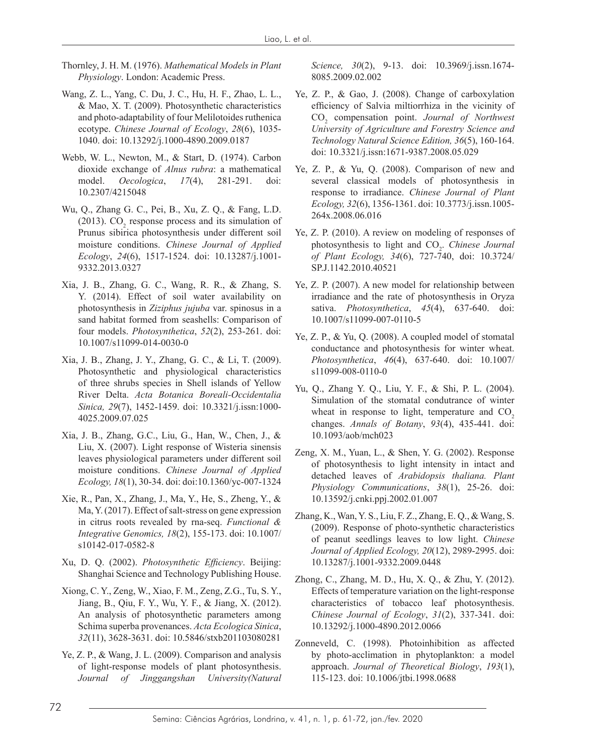Thornley, J. H. M. (1976). *Mathematical Models in Plant Physiology*. London: Academic Press.

Wang, Z. L., Yang, C. Du, J. C., Hu, H. F., Zhao, L. L., & Mao, X. T. (2009). Photosynthetic characteristics and photo-adaptability of four Melilotoides ruthenica ecotype. *Chinese Journal of Ecology*, *28*(6), 1035-1040. doi: 10.13292/j.1000-4890.2009.0187

Webb, W. L., Newton, M., & Start, D. (1974). Carbon dioxide exchange of *Alnus rubra*: a mathematical model. *Oecologica*, *17*(4), 281-291. doi: 10.2307/4215048

Wu, Q., Zhang G. C., Pei, B., Xu, Z. Q., & Fang, L.D. (2013). $CO_2$ response process and its simulation of Prunus sibirica photosynthesis under different soil moisture conditions. *Chinese Journal of Applied Ecology*, *24*(6), 1517-1524. doi: 10.13287/j.1001-9332.2013.0327

Xia, J. B., Zhang, G. C., Wang, R. R., & Zhang, S. Y. (2014). Effect of soil water availability on photosynthesis in *Ziziphus jujuba* var. spinosus in a sand habitat formed from seashells: Comparison of four models. *Photosynthetica*, *52*(2), 253-261. doi: 10.1007/s11099-014-0030-0

Xia, J. B., Zhang, J. Y., Zhang, G. C., & Li, T. (2009). Photosynthetic and physiological characteristics of three shrubs species in Shell islands of Yellow River Delta. *Acta Botanica Boreali-Occidentalia Sinica, 29*(7), 1452-1459. doi: 10.3321/j.issn:1000-4025.2009.07.025

Xia, J. B., Zhang, G.C., Liu, G., Han, W., Chen, J., & Liu, X. (2007). Light response of Wisteria sinensis leaves physiological parameters under different soil moisture conditions. *Chinese Journal of Applied Ecology, 18*(1), 30-34. doi: doi:10.1360/yc-007-1324

Xie, R., Pan, X., Zhang, J., Ma, Y., He, S., Zheng, Y., & Ma, Y. (2017). Effect of salt-stress on gene expression in citrus roots revealed by rna-seq. *Functional & Integrative Genomics, 18*(2), 155-173. doi: 10.1007/s10142-017-0582-8

Xu, D. Q. (2002). *Photosynthetic Efficiency*. Beijing: Shanghai Science and Technology Publishing House.

Xiong, C. Y., Zeng, W., Xiao, F. M., Zeng, Z.G., Tu, S. Y., Jiang, B., Qiu, F. Y., Wu, Y. F., & Jiang, X. (2012). An analysis of photosynthetic parameters among Schima superba provenances. *Acta Ecologica Sinica*, *32*(11), 3628-3631. doi: 10.5846/stxb201103080281

Ye, Z. P., & Wang, J. L. (2009). Comparison and analysis of light-response models of plant photosynthesis. *Journal of Jinggangshan University(Natural Science, 30*(2), 9-13. doi: 10.3969/j.issn.1674-8085.2009.02.002

Ye, Z. P., & Gao, J. (2008). Change of carboxylation efficiency of Salvia miltiorrhiza in the vicinity of $CO_2$ compensation point. *Journal of Northwest University of Agriculture and Forestry Science and Technology Natural Science Edition, 36*(5), 160-164. doi: 10.3321/j.issn:1671-9387.2008.05.029

Ye, Z. P., & Yu, Q. (2008). Comparison of new and several classical models of photosynthesis in response to irradiance. *Chinese Journal of Plant Ecology, 32*(6), 1356-1361. doi: 10.3773/j.issn.1005-264x.2008.06.016

Ye, Z. P. (2010). A review on modeling of responses of photosynthesis to light and $CO_2$. *Chinese Journal of Plant Ecology, 34*(6), 727-740, doi: 10.3724/SP.J.1142.2010.40521

Ye, Z. P. (2007). A new model for relationship between irradiance and the rate of photosynthesis in Oryza sativa. *Photosynthetica*, *45*(4), 637-640. doi: 10.1007/s11099-007-0110-5

Ye, Z. P., & Yu, Q. (2008). A coupled model of stomatal conductance and photosynthesis for winter wheat. *Photosynthetica*, *46*(4), 637-640. doi: 10.1007/s11099-008-0110-0

Yu, Q., Zhang Y. Q., Liu, Y. F., & Shi, P. L. (2004). Simulation of the stomatal condutrance of winter wheat in response to light, temperature and $CO_2$ changes. *Annals of Botany*, *93*(4), 435-441. doi: 10.1093/aob/mch023

Zeng, X. M., Yuan, L., & Shen, Y. G. (2002). Response of photosynthesis to light intensity in intact and detached leaves of *Arabidopsis thaliana. Plant Physiology Communications*, *38*(1), 25-26. doi: 10.13592/j.cnki.ppj.2002.01.007

Zhang, K., Wan, Y. S., Liu, F. Z., Zhang, E. Q., & Wang, S. (2009). Response of photo-synthetic characteristics of peanut seedlings leaves to low light. *Chinese Journal of Applied Ecology, 20*(12), 2989-2995. doi: 10.13287/j.1001-9332.2009.0448

Zhong, C., Zhang, M. D., Hu, X. Q., & Zhu, Y. (2012). Effects of temperature variation on the light-response characteristics of tobacco leaf photosynthesis. *Chinese Journal of Ecology*, *31*(2), 337-341. doi: 10.13292/j.1000-4890.2012.0066

Zonneveld, C. (1998). Photoinhibition as affected by photo-acclimation in phytoplankton: a model approach. *Journal of Theoretical Biology*, *193*(1), 115-123. doi: 10.1006/jtbi.1998.0688